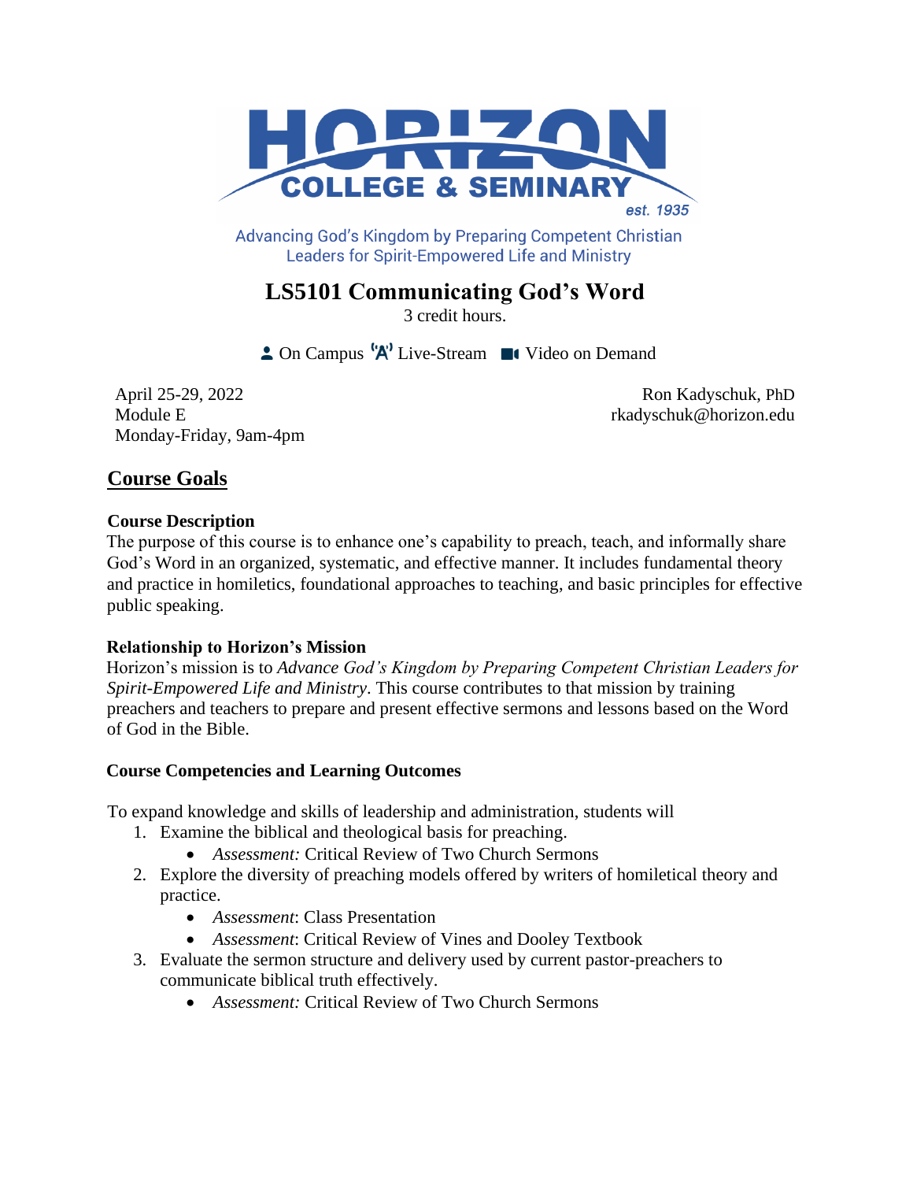HORIZON COLLEGE & SEMINARY

est. 1935

Advancing God's Kingdom by Preparing Competent Christian Leaders for Spirit-Empowered Life and Ministry

# LS5101 Communicating God's Word

3 credit hours.

On Campus · Live-Stream · Video on Demand

April 25-29, 2022
Module E
Monday-Friday, 9am-4pm

Ron Kadyschuk, PhD
rkadyschuk@horizon.edu

## Course Goals

### Course Description

The purpose of this course is to enhance one's capability to preach, teach, and informally share God's Word in an organized, systematic, and effective manner. It includes fundamental theory and practice in homiletics, foundational approaches to teaching, and basic principles for effective public speaking.

### Relationship to Horizon's Mission

Horizon's mission is to *Advance God's Kingdom by Preparing Competent Christian Leaders for Spirit-Empowered Life and Ministry*. This course contributes to that mission by training preachers and teachers to prepare and present effective sermons and lessons based on the Word of God in the Bible.

### Course Competencies and Learning Outcomes

To expand knowledge and skills of leadership and administration, students will

1. Examine the biblical and theological basis for preaching.
    - *Assessment:* Critical Review of Two Church Sermons
2. Explore the diversity of preaching models offered by writers of homiletical theory and practice.
    - *Assessment*: Class Presentation
    - *Assessment*: Critical Review of Vines and Dooley Textbook
3. Evaluate the sermon structure and delivery used by current pastor-preachers to communicate biblical truth effectively.
    - *Assessment:* Critical Review of Two Church Sermons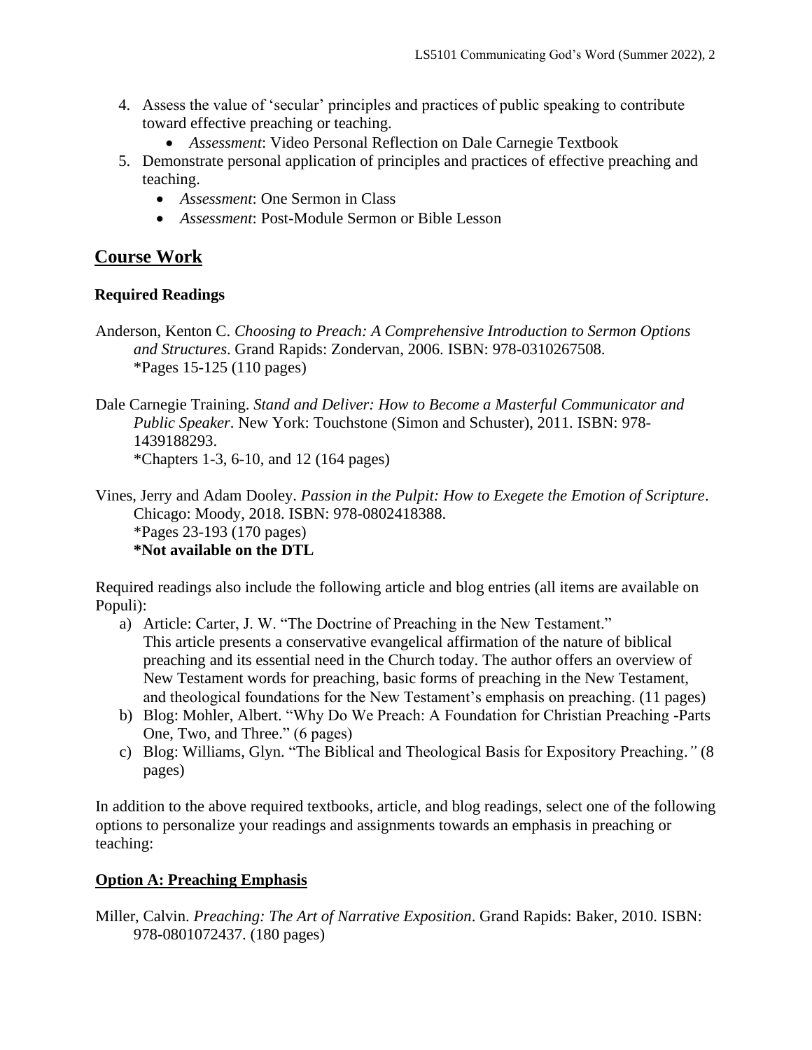4. Assess the value of 'secular' principles and practices of public speaking to contribute toward effective preaching or teaching.
    - *Assessment*: Video Personal Reflection on Dale Carnegie Textbook
5. Demonstrate personal application of principles and practices of effective preaching and teaching.
    - *Assessment*: One Sermon in Class
    - *Assessment*: Post-Module Sermon or Bible Lesson

## Course Work

### Required Readings

Anderson, Kenton C. *Choosing to Preach: A Comprehensive Introduction to Sermon Options and Structures*. Grand Rapids: Zondervan, 2006. ISBN: 978-0310267508.
*Pages 15-125 (110 pages)

Dale Carnegie Training. *Stand and Deliver: How to Become a Masterful Communicator and Public Speaker*. New York: Touchstone (Simon and Schuster), 2011. ISBN: 978-1439188293.
*Chapters 1-3, 6-10, and 12 (164 pages)

Vines, Jerry and Adam Dooley. *Passion in the Pulpit: How to Exegete the Emotion of Scripture*. Chicago: Moody, 2018. ISBN: 978-0802418388.
*Pages 23-193 (170 pages)
**\*Not available on the DTL**

Required readings also include the following article and blog entries (all items are available on Populi):

a) Article: Carter, J. W. "The Doctrine of Preaching in the New Testament." This article presents a conservative evangelical affirmation of the nature of biblical preaching and its essential need in the Church today. The author offers an overview of New Testament words for preaching, basic forms of preaching in the New Testament, and theological foundations for the New Testament's emphasis on preaching. (11 pages)
b) Blog: Mohler, Albert. "Why Do We Preach: A Foundation for Christian Preaching -Parts One, Two, and Three." (6 pages)
c) Blog: Williams, Glyn. "The Biblical and Theological Basis for Expository Preaching." (8 pages)

In addition to the above required textbooks, article, and blog readings, select one of the following options to personalize your readings and assignments towards an emphasis in preaching or teaching:

### Option A: Preaching Emphasis

Miller, Calvin. *Preaching: The Art of Narrative Exposition*. Grand Rapids: Baker, 2010. ISBN: 978-0801072437. (180 pages)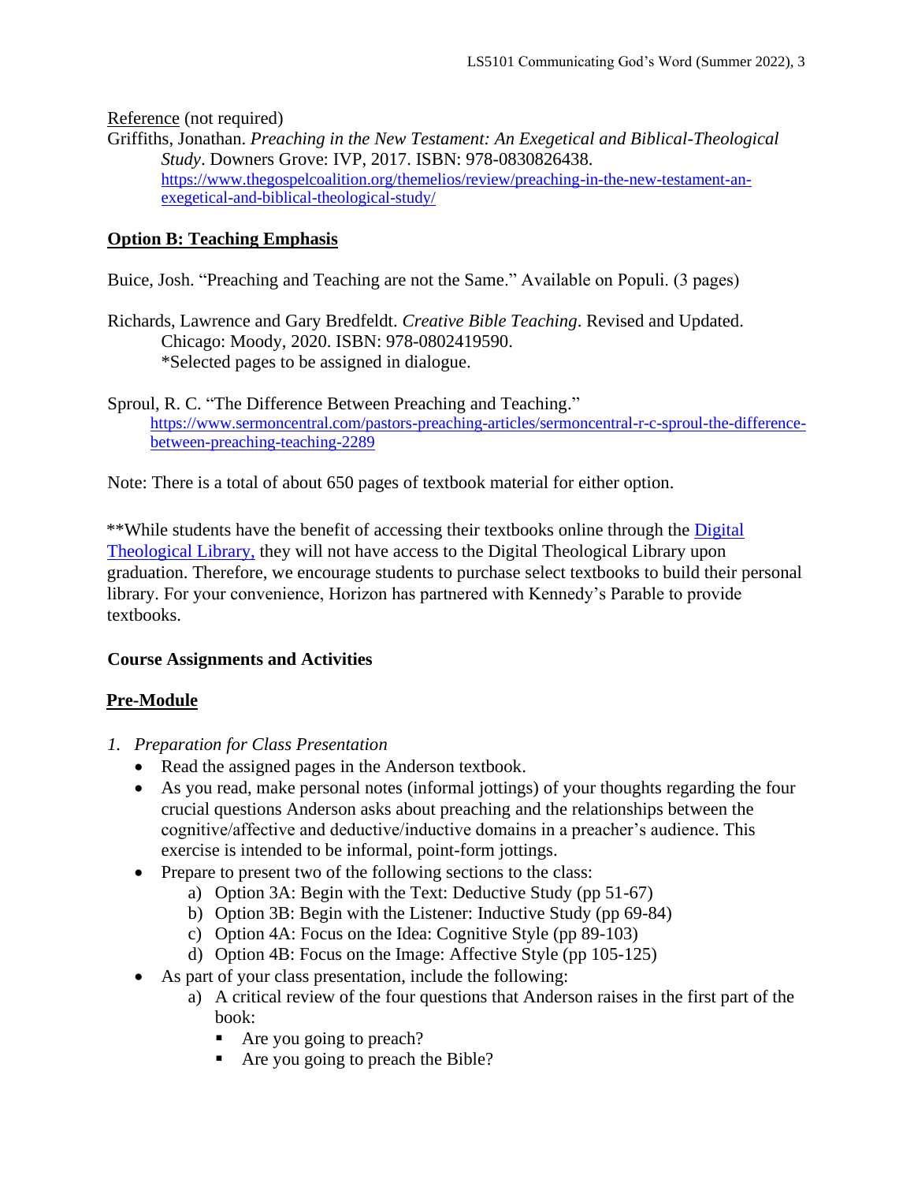Reference (not required)

Griffiths, Jonathan. *Preaching in the New Testament: An Exegetical and Biblical-Theological Study*. Downers Grove: IVP, 2017. ISBN: 978-0830826438. https://www.thegospelcoalition.org/themelios/review/preaching-in-the-new-testament-an-exegetical-and-biblical-theological-study/

## Option B: Teaching Emphasis

Buice, Josh. "Preaching and Teaching are not the Same." Available on Populi. (3 pages)

Richards, Lawrence and Gary Bredfeldt. *Creative Bible Teaching*. Revised and Updated. Chicago: Moody, 2020. ISBN: 978-0802419590.
*Selected pages to be assigned in dialogue.

Sproul, R. C. "The Difference Between Preaching and Teaching." https://www.sermoncentral.com/pastors-preaching-articles/sermoncentral-r-c-sproul-the-difference-between-preaching-teaching-2289

Note: There is a total of about 650 pages of textbook material for either option.

**While students have the benefit of accessing their textbooks online through the Digital Theological Library, they will not have access to the Digital Theological Library upon graduation. Therefore, we encourage students to purchase select textbooks to build their personal library. For your convenience, Horizon has partnered with Kennedy's Parable to provide textbooks.

## Course Assignments and Activities

### Pre-Module

1. *Preparation for Class Presentation*
   - Read the assigned pages in the Anderson textbook.
   - As you read, make personal notes (informal jottings) of your thoughts regarding the four crucial questions Anderson asks about preaching and the relationships between the cognitive/affective and deductive/inductive domains in a preacher's audience. This exercise is intended to be informal, point-form jottings.
   - Prepare to present two of the following sections to the class:
     a) Option 3A: Begin with the Text: Deductive Study (pp 51-67)
     b) Option 3B: Begin with the Listener: Inductive Study (pp 69-84)
     c) Option 4A: Focus on the Idea: Cognitive Style (pp 89-103)
     d) Option 4B: Focus on the Image: Affective Style (pp 105-125)
   - As part of your class presentation, include the following:
     a) A critical review of the four questions that Anderson raises in the first part of the book:
        - Are you going to preach?
        - Are you going to preach the Bible?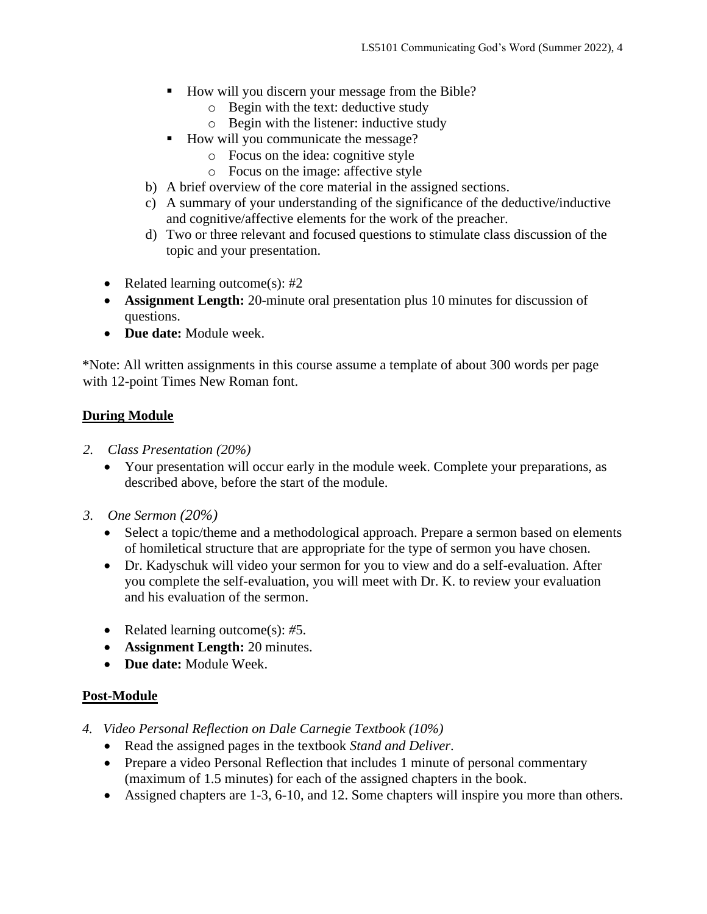- How will you discern your message from the Bible?
  - Begin with the text: deductive study
  - Begin with the listener: inductive study
- How will you communicate the message?
  - Focus on the idea: cognitive style
  - Focus on the image: affective style

b) A brief overview of the core material in the assigned sections.

c) A summary of your understanding of the significance of the deductive/inductive and cognitive/affective elements for the work of the preacher.

d) Two or three relevant and focused questions to stimulate class discussion of the topic and your presentation.

- Related learning outcome(s): #2
- **Assignment Length:** 20-minute oral presentation plus 10 minutes for discussion of questions.
- **Due date:** Module week.

*Note: All written assignments in this course assume a template of about 300 words per page with 12-point Times New Roman font.

## During Module

*2. Class Presentation (20%)*

- Your presentation will occur early in the module week. Complete your preparations, as described above, before the start of the module.

*3. One Sermon (20%)*

- Select a topic/theme and a methodological approach. Prepare a sermon based on elements of homiletical structure that are appropriate for the type of sermon you have chosen.
- Dr. Kadyschuk will video your sermon for you to view and do a self-evaluation. After you complete the self-evaluation, you will meet with Dr. K. to review your evaluation and his evaluation of the sermon.

- Related learning outcome(s): #5.
- **Assignment Length:** 20 minutes.
- **Due date:** Module Week.

## Post-Module

*4. Video Personal Reflection on Dale Carnegie Textbook (10%)*

- Read the assigned pages in the textbook *Stand and Deliver*.
- Prepare a video Personal Reflection that includes 1 minute of personal commentary (maximum of 1.5 minutes) for each of the assigned chapters in the book.
- Assigned chapters are 1-3, 6-10, and 12. Some chapters will inspire you more than others.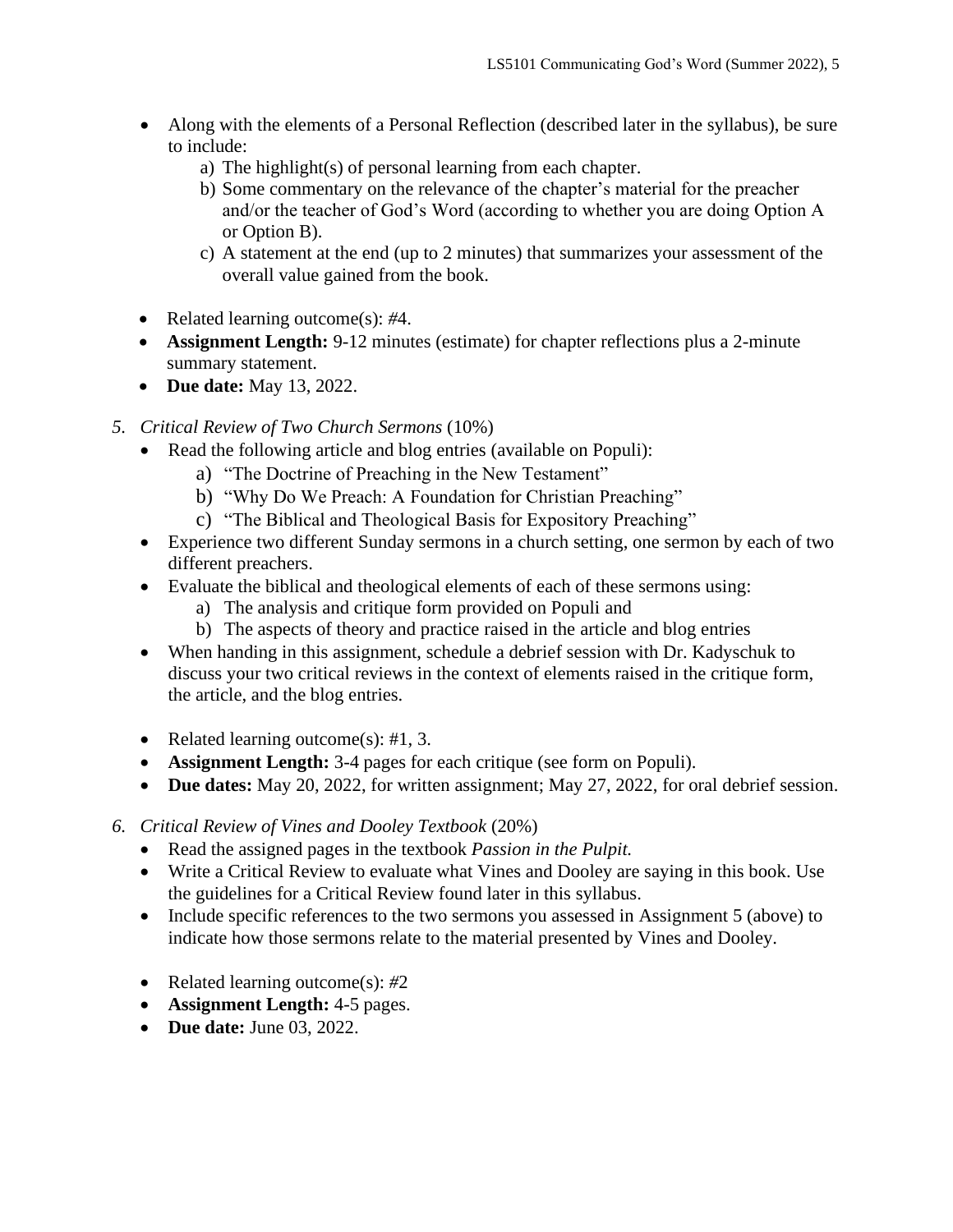- Along with the elements of a Personal Reflection (described later in the syllabus), be sure to include:
    a) The highlight(s) of personal learning from each chapter.
    b) Some commentary on the relevance of the chapter's material for the preacher and/or the teacher of God's Word (according to whether you are doing Option A or Option B).
    c) A statement at the end (up to 2 minutes) that summarizes your assessment of the overall value gained from the book.

- Related learning outcome(s): #4.
- **Assignment Length:** 9-12 minutes (estimate) for chapter reflections plus a 2-minute summary statement.
- **Due date:** May 13, 2022.

5. *Critical Review of Two Church Sermons* (10%)
    - Read the following article and blog entries (available on Populi):
        a) "The Doctrine of Preaching in the New Testament"
        b) "Why Do We Preach: A Foundation for Christian Preaching"
        c) "The Biblical and Theological Basis for Expository Preaching"
    - Experience two different Sunday sermons in a church setting, one sermon by each of two different preachers.
    - Evaluate the biblical and theological elements of each of these sermons using:
        a) The analysis and critique form provided on Populi and
        b) The aspects of theory and practice raised in the article and blog entries
    - When handing in this assignment, schedule a debrief session with Dr. Kadyschuk to discuss your two critical reviews in the context of elements raised in the critique form, the article, and the blog entries.

    - Related learning outcome(s): #1, 3.
    - **Assignment Length:** 3-4 pages for each critique (see form on Populi).
    - **Due dates:** May 20, 2022, for written assignment; May 27, 2022, for oral debrief session.

6. *Critical Review of Vines and Dooley Textbook* (20%)
    - Read the assigned pages in the textbook *Passion in the Pulpit.*
    - Write a Critical Review to evaluate what Vines and Dooley are saying in this book. Use the guidelines for a Critical Review found later in this syllabus.
    - Include specific references to the two sermons you assessed in Assignment 5 (above) to indicate how those sermons relate to the material presented by Vines and Dooley.

    - Related learning outcome(s): #2
    - **Assignment Length:** 4-5 pages.
    - **Due date:** June 03, 2022.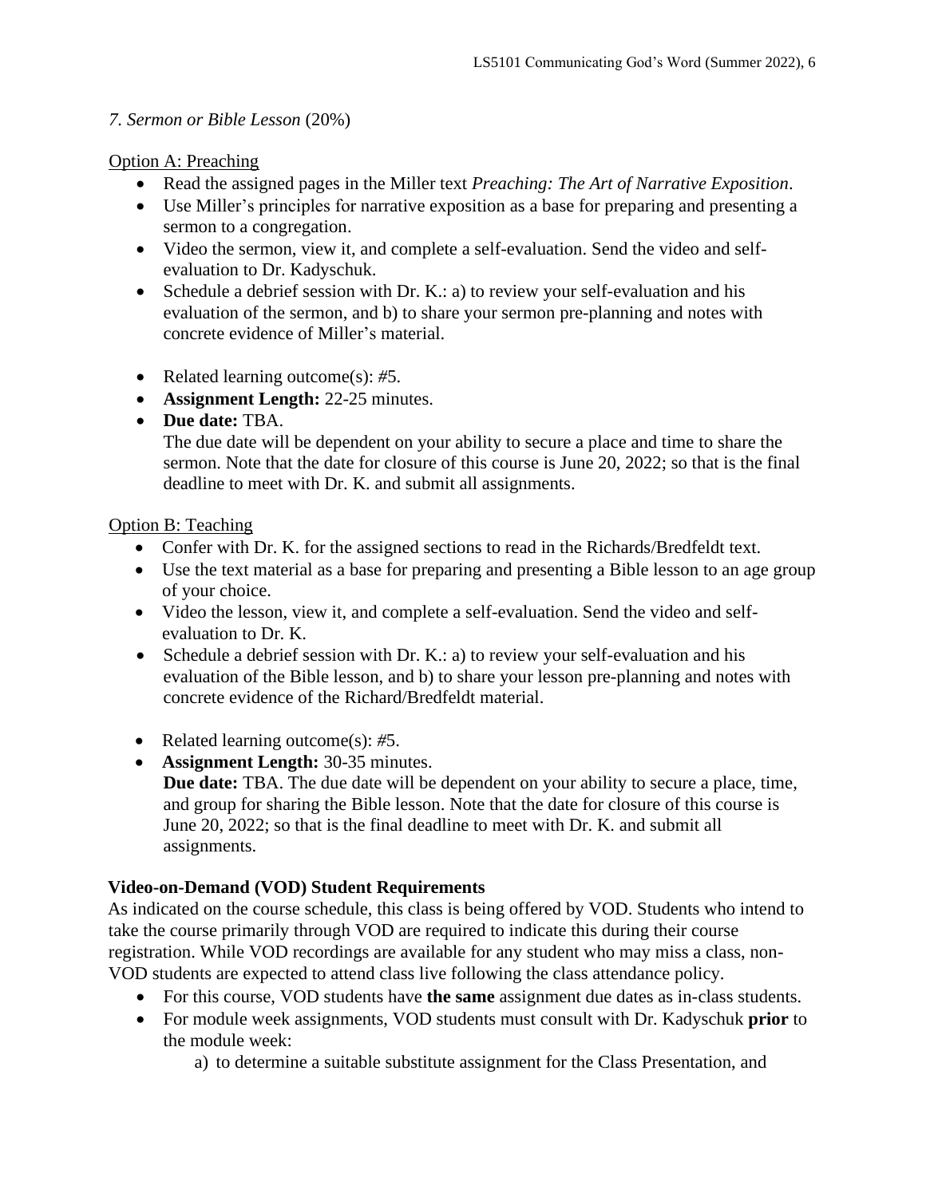*7. Sermon or Bible Lesson* (20%)

Option A: Preaching

- Read the assigned pages in the Miller text *Preaching: The Art of Narrative Exposition*.
- Use Miller's principles for narrative exposition as a base for preparing and presenting a sermon to a congregation.
- Video the sermon, view it, and complete a self-evaluation. Send the video and self-evaluation to Dr. Kadyschuk.
- Schedule a debrief session with Dr. K.: a) to review your self-evaluation and his evaluation of the sermon, and b) to share your sermon pre-planning and notes with concrete evidence of Miller's material.

- Related learning outcome(s): #5.
- **Assignment Length:** 22-25 minutes.
- **Due date:** TBA.
  The due date will be dependent on your ability to secure a place and time to share the sermon. Note that the date for closure of this course is June 20, 2022; so that is the final deadline to meet with Dr. K. and submit all assignments.

Option B: Teaching

- Confer with Dr. K. for the assigned sections to read in the Richards/Bredfeldt text.
- Use the text material as a base for preparing and presenting a Bible lesson to an age group of your choice.
- Video the lesson, view it, and complete a self-evaluation. Send the video and self-evaluation to Dr. K.
- Schedule a debrief session with Dr. K.: a) to review your self-evaluation and his evaluation of the Bible lesson, and b) to share your lesson pre-planning and notes with concrete evidence of the Richard/Bredfeldt material.

- Related learning outcome(s): #5.
- **Assignment Length:** 30-35 minutes.
  **Due date:** TBA. The due date will be dependent on your ability to secure a place, time, and group for sharing the Bible lesson. Note that the date for closure of this course is June 20, 2022; so that is the final deadline to meet with Dr. K. and submit all assignments.

**Video-on-Demand (VOD) Student Requirements**

As indicated on the course schedule, this class is being offered by VOD. Students who intend to take the course primarily through VOD are required to indicate this during their course registration. While VOD recordings are available for any student who may miss a class, non-VOD students are expected to attend class live following the class attendance policy.

- For this course, VOD students have **the same** assignment due dates as in-class students.
- For module week assignments, VOD students must consult with Dr. Kadyschuk **prior** to the module week:
  a) to determine a suitable substitute assignment for the Class Presentation, and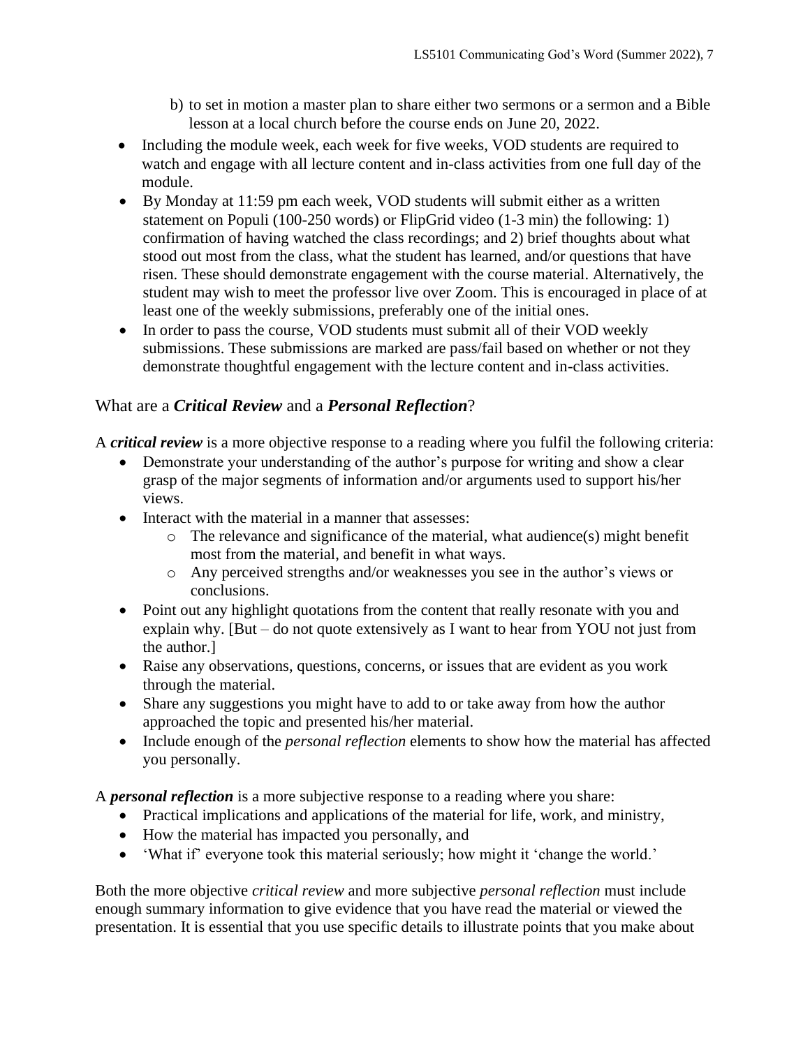b) to set in motion a master plan to share either two sermons or a sermon and a Bible lesson at a local church before the course ends on June 20, 2022.

- Including the module week, each week for five weeks, VOD students are required to watch and engage with all lecture content and in-class activities from one full day of the module.
- By Monday at 11:59 pm each week, VOD students will submit either as a written statement on Populi (100-250 words) or FlipGrid video (1-3 min) the following: 1) confirmation of having watched the class recordings; and 2) brief thoughts about what stood out most from the class, what the student has learned, and/or questions that have risen. These should demonstrate engagement with the course material. Alternatively, the student may wish to meet the professor live over Zoom. This is encouraged in place of at least one of the weekly submissions, preferably one of the initial ones.
- In order to pass the course, VOD students must submit all of their VOD weekly submissions. These submissions are marked are pass/fail based on whether or not they demonstrate thoughtful engagement with the lecture content and in-class activities.

## What are a ***Critical Review*** and a ***Personal Reflection***?

A ***critical review*** is a more objective response to a reading where you fulfil the following criteria:

- Demonstrate your understanding of the author's purpose for writing and show a clear grasp of the major segments of information and/or arguments used to support his/her views.
- Interact with the material in a manner that assesses:
    - The relevance and significance of the material, what audience(s) might benefit most from the material, and benefit in what ways.
    - Any perceived strengths and/or weaknesses you see in the author's views or conclusions.
- Point out any highlight quotations from the content that really resonate with you and explain why. [But – do not quote extensively as I want to hear from YOU not just from the author.]
- Raise any observations, questions, concerns, or issues that are evident as you work through the material.
- Share any suggestions you might have to add to or take away from how the author approached the topic and presented his/her material.
- Include enough of the *personal reflection* elements to show how the material has affected you personally.

A ***personal reflection*** is a more subjective response to a reading where you share:

- Practical implications and applications of the material for life, work, and ministry,
- How the material has impacted you personally, and
- 'What if' everyone took this material seriously; how might it 'change the world.'

Both the more objective *critical review* and more subjective *personal reflection* must include enough summary information to give evidence that you have read the material or viewed the presentation. It is essential that you use specific details to illustrate points that you make about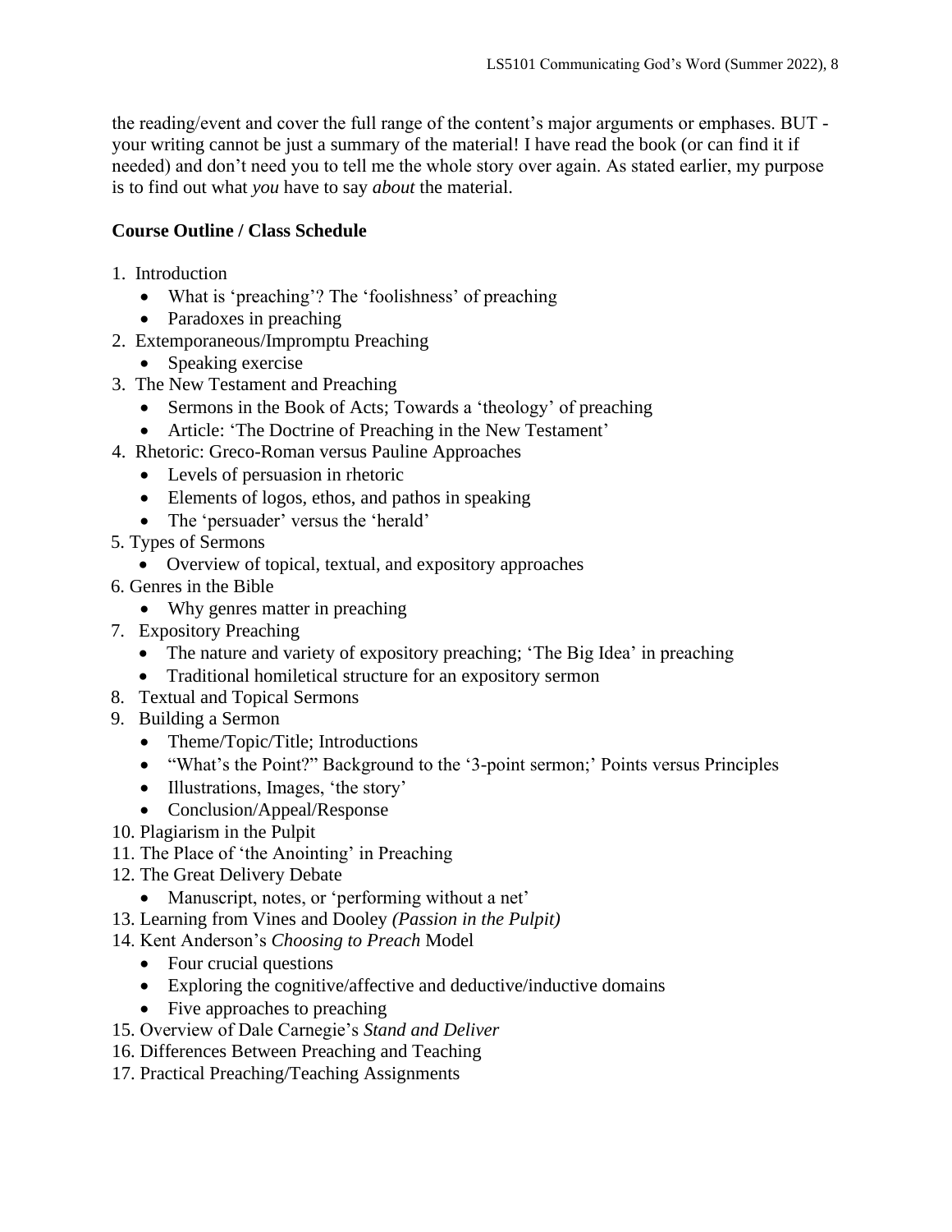the reading/event and cover the full range of the content's major arguments or emphases. BUT - your writing cannot be just a summary of the material! I have read the book (or can find it if needed) and don't need you to tell me the whole story over again. As stated earlier, my purpose is to find out what *you* have to say *about* the material.

**Course Outline / Class Schedule**

1. Introduction
   - What is 'preaching'? The 'foolishness' of preaching
   - Paradoxes in preaching
2. Extemporaneous/Impromptu Preaching
   - Speaking exercise
3. The New Testament and Preaching
   - Sermons in the Book of Acts; Towards a 'theology' of preaching
   - Article: 'The Doctrine of Preaching in the New Testament'
4. Rhetoric: Greco-Roman versus Pauline Approaches
   - Levels of persuasion in rhetoric
   - Elements of logos, ethos, and pathos in speaking
   - The 'persuader' versus the 'herald'
5. Types of Sermons
   - Overview of topical, textual, and expository approaches
6. Genres in the Bible
   - Why genres matter in preaching
7. Expository Preaching
   - The nature and variety of expository preaching; 'The Big Idea' in preaching
   - Traditional homiletical structure for an expository sermon
8. Textual and Topical Sermons
9. Building a Sermon
   - Theme/Topic/Title; Introductions
   - "What's the Point?" Background to the '3-point sermon;' Points versus Principles
   - Illustrations, Images, 'the story'
   - Conclusion/Appeal/Response
10. Plagiarism in the Pulpit
11. The Place of 'the Anointing' in Preaching
12. The Great Delivery Debate
    - Manuscript, notes, or 'performing without a net'
13. Learning from Vines and Dooley *(Passion in the Pulpit)*
14. Kent Anderson's *Choosing to Preach* Model
    - Four crucial questions
    - Exploring the cognitive/affective and deductive/inductive domains
    - Five approaches to preaching
15. Overview of Dale Carnegie's *Stand and Deliver*
16. Differences Between Preaching and Teaching
17. Practical Preaching/Teaching Assignments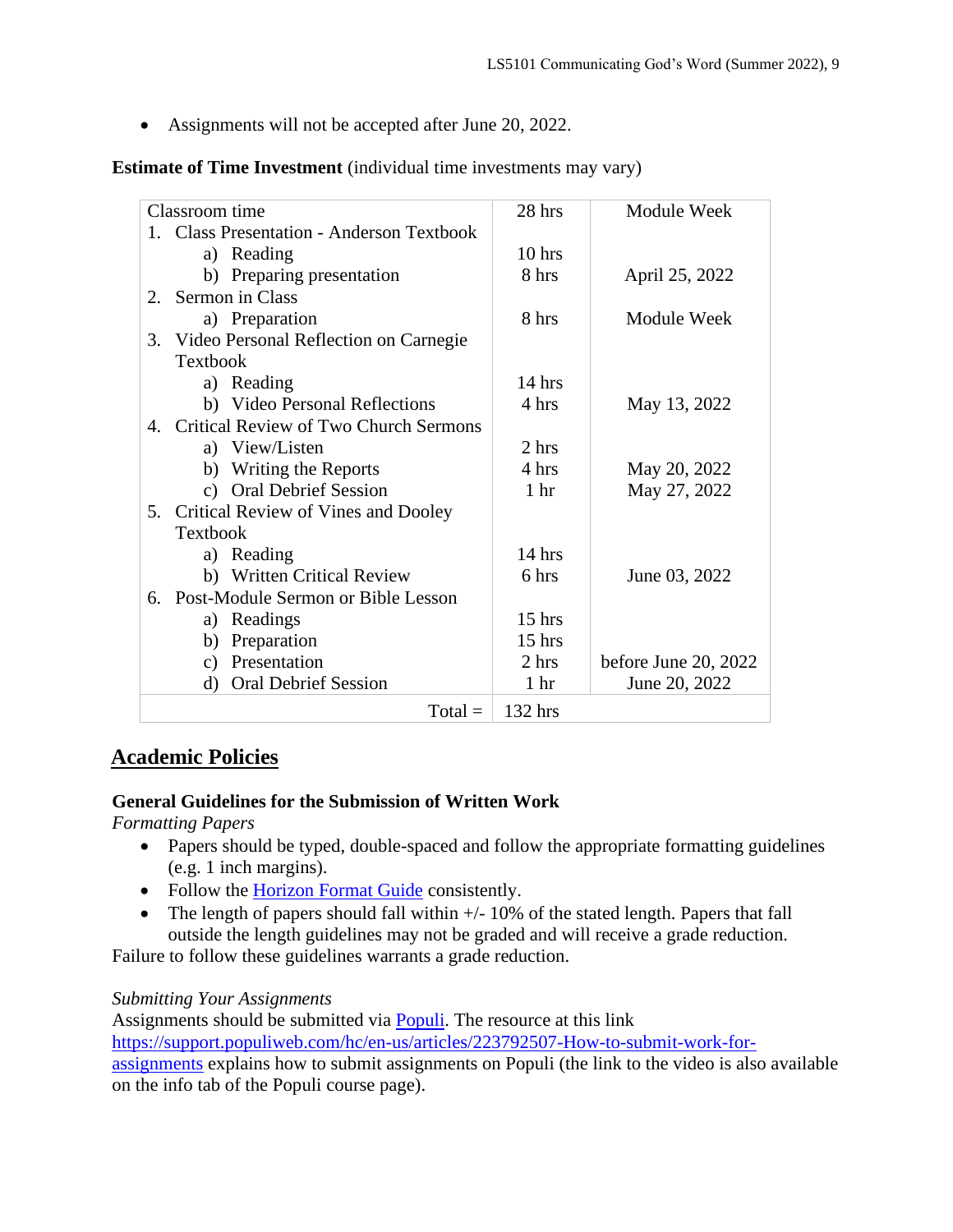- Assignments will not be accepted after June 20, 2022.

**Estimate of Time Investment** (individual time investments may vary)

| | | |
|---|---|---|
| Classroom time | 28 hrs | Module Week |
| 1. Class Presentation - Anderson Textbook | | |
| a) Reading | 10 hrs | |
| b) Preparing presentation | 8 hrs | April 25, 2022 |
| 2. Sermon in Class | | |
| a) Preparation | 8 hrs | Module Week |
| 3. Video Personal Reflection on Carnegie Textbook | | |
| a) Reading | 14 hrs | |
| b) Video Personal Reflections | 4 hrs | May 13, 2022 |
| 4. Critical Review of Two Church Sermons | | |
| a) View/Listen | 2 hrs | |
| b) Writing the Reports | 4 hrs | May 20, 2022 |
| c) Oral Debrief Session | 1 hr | May 27, 2022 |
| 5. Critical Review of Vines and Dooley Textbook | | |
| a) Reading | 14 hrs | |
| b) Written Critical Review | 6 hrs | June 03, 2022 |
| 6. Post-Module Sermon or Bible Lesson | | |
| a) Readings | 15 hrs | |
| b) Preparation | 15 hrs | |
| c) Presentation | 2 hrs | before June 20, 2022 |
| d) Oral Debrief Session | 1 hr | June 20, 2022 |
| Total = | 132 hrs | |

## Academic Policies

### General Guidelines for the Submission of Written Work

*Formatting Papers*

- Papers should be typed, double-spaced and follow the appropriate formatting guidelines (e.g. 1 inch margins).
- Follow the Horizon Format Guide consistently.
- The length of papers should fall within +/- 10% of the stated length. Papers that fall outside the length guidelines may not be graded and will receive a grade reduction.

Failure to follow these guidelines warrants a grade reduction.

*Submitting Your Assignments*

Assignments should be submitted via Populi. The resource at this link https://support.populiweb.com/hc/en-us/articles/223792507-How-to-submit-work-for-assignments explains how to submit assignments on Populi (the link to the video is also available on the info tab of the Populi course page).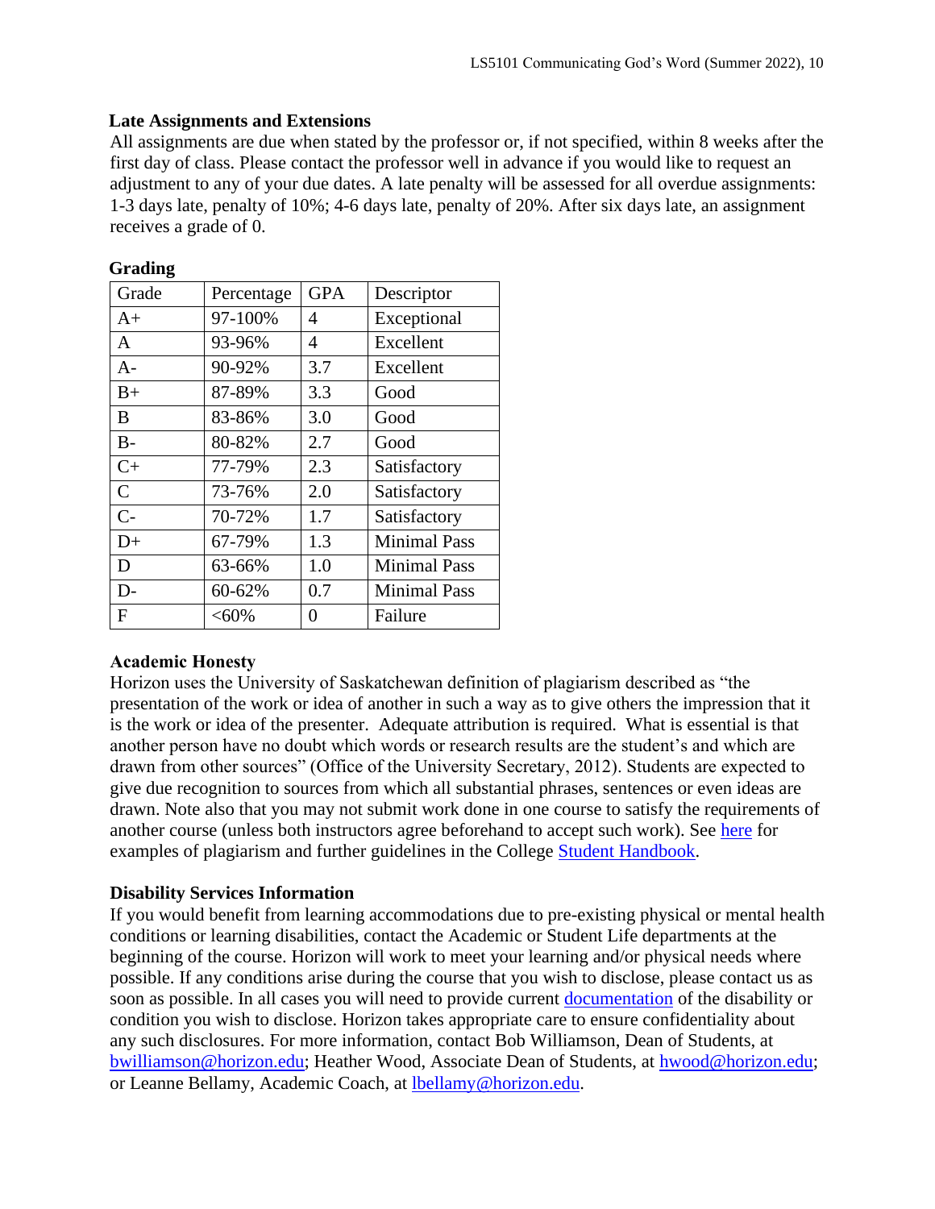### Late Assignments and Extensions

All assignments are due when stated by the professor or, if not specified, within 8 weeks after the first day of class. Please contact the professor well in advance if you would like to request an adjustment to any of your due dates. A late penalty will be assessed for all overdue assignments: 1-3 days late, penalty of 10%; 4-6 days late, penalty of 20%. After six days late, an assignment receives a grade of 0.

### Grading

| Grade | Percentage | GPA | Descriptor |
|---|---|---|---|
| A+ | 97-100% | 4 | Exceptional |
| A | 93-96% | 4 | Excellent |
| A- | 90-92% | 3.7 | Excellent |
| B+ | 87-89% | 3.3 | Good |
| B | 83-86% | 3.0 | Good |
| B- | 80-82% | 2.7 | Good |
| C+ | 77-79% | 2.3 | Satisfactory |
| C | 73-76% | 2.0 | Satisfactory |
| C- | 70-72% | 1.7 | Satisfactory |
| D+ | 67-79% | 1.3 | Minimal Pass |
| D | 63-66% | 1.0 | Minimal Pass |
| D- | 60-62% | 0.7 | Minimal Pass |
| F | <60% | 0 | Failure |

### Academic Honesty

Horizon uses the University of Saskatchewan definition of plagiarism described as "the presentation of the work or idea of another in such a way as to give others the impression that it is the work or idea of the presenter. Adequate attribution is required. What is essential is that another person have no doubt which words or research results are the student's and which are drawn from other sources" (Office of the University Secretary, 2012). Students are expected to give due recognition to sources from which all substantial phrases, sentences or even ideas are drawn. Note also that you may not submit work done in one course to satisfy the requirements of another course (unless both instructors agree beforehand to accept such work). See here for examples of plagiarism and further guidelines in the College Student Handbook.

### Disability Services Information

If you would benefit from learning accommodations due to pre-existing physical or mental health conditions or learning disabilities, contact the Academic or Student Life departments at the beginning of the course. Horizon will work to meet your learning and/or physical needs where possible. If any conditions arise during the course that you wish to disclose, please contact us as soon as possible. In all cases you will need to provide current documentation of the disability or condition you wish to disclose. Horizon takes appropriate care to ensure confidentiality about any such disclosures. For more information, contact Bob Williamson, Dean of Students, at bwilliamson@horizon.edu; Heather Wood, Associate Dean of Students, at hwood@horizon.edu; or Leanne Bellamy, Academic Coach, at lbellamy@horizon.edu.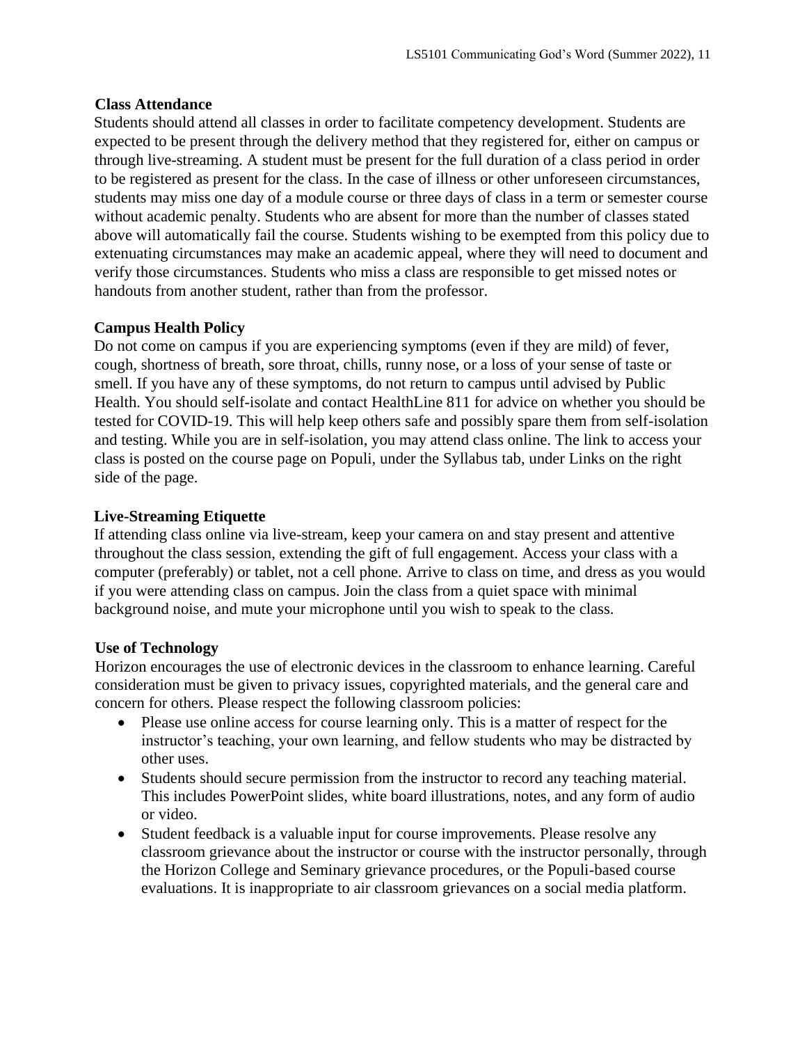## Class Attendance

Students should attend all classes in order to facilitate competency development. Students are expected to be present through the delivery method that they registered for, either on campus or through live-streaming. A student must be present for the full duration of a class period in order to be registered as present for the class. In the case of illness or other unforeseen circumstances, students may miss one day of a module course or three days of class in a term or semester course without academic penalty. Students who are absent for more than the number of classes stated above will automatically fail the course. Students wishing to be exempted from this policy due to extenuating circumstances may make an academic appeal, where they will need to document and verify those circumstances. Students who miss a class are responsible to get missed notes or handouts from another student, rather than from the professor.

## Campus Health Policy

Do not come on campus if you are experiencing symptoms (even if they are mild) of fever, cough, shortness of breath, sore throat, chills, runny nose, or a loss of your sense of taste or smell. If you have any of these symptoms, do not return to campus until advised by Public Health. You should self-isolate and contact HealthLine 811 for advice on whether you should be tested for COVID-19. This will help keep others safe and possibly spare them from self-isolation and testing. While you are in self-isolation, you may attend class online. The link to access your class is posted on the course page on Populi, under the Syllabus tab, under Links on the right side of the page.

## Live-Streaming Etiquette

If attending class online via live-stream, keep your camera on and stay present and attentive throughout the class session, extending the gift of full engagement. Access your class with a computer (preferably) or tablet, not a cell phone. Arrive to class on time, and dress as you would if you were attending class on campus. Join the class from a quiet space with minimal background noise, and mute your microphone until you wish to speak to the class.

## Use of Technology

Horizon encourages the use of electronic devices in the classroom to enhance learning. Careful consideration must be given to privacy issues, copyrighted materials, and the general care and concern for others. Please respect the following classroom policies:

- Please use online access for course learning only. This is a matter of respect for the instructor's teaching, your own learning, and fellow students who may be distracted by other uses.
- Students should secure permission from the instructor to record any teaching material. This includes PowerPoint slides, white board illustrations, notes, and any form of audio or video.
- Student feedback is a valuable input for course improvements. Please resolve any classroom grievance about the instructor or course with the instructor personally, through the Horizon College and Seminary grievance procedures, or the Populi-based course evaluations. It is inappropriate to air classroom grievances on a social media platform.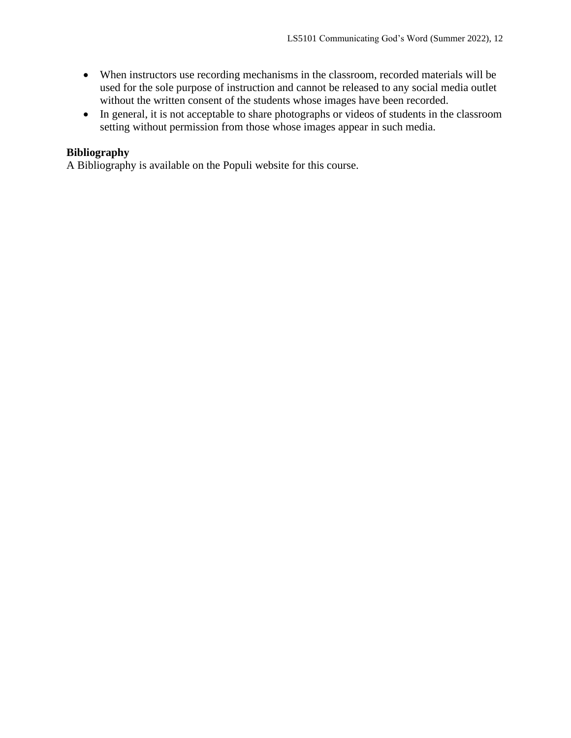- When instructors use recording mechanisms in the classroom, recorded materials will be used for the sole purpose of instruction and cannot be released to any social media outlet without the written consent of the students whose images have been recorded.
- In general, it is not acceptable to share photographs or videos of students in the classroom setting without permission from those whose images appear in such media.

**Bibliography**

A Bibliography is available on the Populi website for this course.